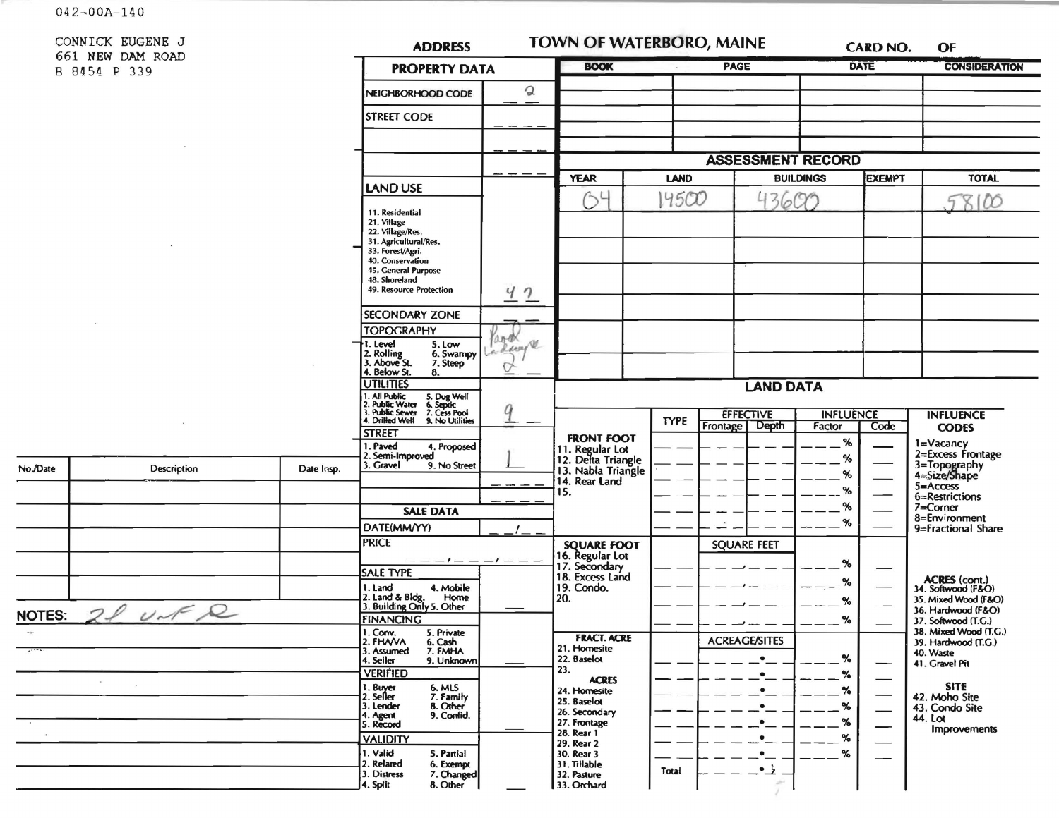042-00A-140

CONNICK EUGENE J
661 NEW DAM ROAD
B 8454 P 339

# TOWN OF WATERBORO, MAINE

**ADDRESS**

CARD NO. OF

| BOOK | PAGE | DATE | CONSIDERATION |
|---|---|---|---|
| | | | |
| | | | |
| | | | |
| | | | |

## PROPERTY DATA

| Field | Value |
|---|---|
| NEIGHBORHOOD CODE | 2 |
| STREET CODE | |
| LAND USE (11. Residential, 21. Village, 22. Village/Res., 31. Agricultural/Res., 33. Forest/Agri., 40. Conservation, 45. General Purpose, 48. Shoreland, 49. Resource Protection) | 42 |
| SECONDARY ZONE | |
| TOPOGRAPHY (1. Level, 2. Rolling, 3. Above St., 4. Below St., 5. Low, 6. Swampy, 7. Steep, 8.) | Pond Landscape 2 |
| UTILITIES (1. All Public, 2. Public Water, 3. Public Sewer, 4. Drilled Well, 5. Dug Well, 6. Septic, 7. Cess Pool, 9. No Utilities) | 9 |
| STREET (1. Paved, 2. Semi-Improved, 3. Gravel, 4. Proposed, 9. No Street) | 1 |

## SALE DATA

| Field | Value |
|---|---|
| DATE(MM/YY) | / |
| PRICE | |
| SALE TYPE (1. Land, 2. Land & Bldg., 3. Building Only, 4. Mobile Home, 5. Other) | |
| FINANCING (1. Conv., 2. FHA/VA, 3. Assumed, 4. Seller, 5. Private, 6. Cash, 7. FMHA, 9. Unknown) | |
| VERIFIED (1. Buyer, 2. Seller, 3. Lender, 4. Agent, 5. Record, 6. MLS, 7. Family, 8. Other, 9. Confid.) | |
| VALIDITY (1. Valid, 2. Related, 3. Distress, 4. Split, 5. Partial, 6. Exempt, 7. Changed, 8. Other) | |

## ASSESSMENT RECORD

| YEAR | LAND | BUILDINGS | EXEMPT | TOTAL |
|---|---|---|---|---|
| 04 | 14500 | 43600 | | 58100 |
| | | | | |
| | | | | |
| | | | | |
| | | | | |
| | | | | |
| | | | | |

## LAND DATA

| | TYPE | EFFECTIVE Frontage | EFFECTIVE Depth | INFLUENCE Factor | INFLUENCE Code |
|---|---|---|---|---|---|
| **FRONT FOOT** 11. Regular Lot, 12. Delta Triangle, 13. Nabla Triangle, 14. Rear Land, 15. | | | | % | |
| **SQUARE FOOT** 16. Regular Lot, 17. Secondary, 18. Excess Land, 19. Condo., 20. | | SQUARE FEET | | % | |
| **FRACT. ACRE** 21. Homesite, 22. Baselot, 23. **ACRES** 24. Homesite, 25. Baselot, 26. Secondary, 27. Frontage, 28. Rear 1, 29. Rear 2, 30. Rear 3, 31. Tillable, 32. Pasture, 33. Orchard | | ACREAGE/SITES | | % | |
| | Total | . ½ | | | |

**INFLUENCE CODES**
1=Vacancy
2=Excess Frontage
3=Topography
4=Size/Shape
5=Access
6=Restrictions
7=Corner
8=Environment
9=Fractional Share

**ACRES (cont.)**
34. Softwood (F&O)
35. Mixed Wood (F&O)
36. Hardwood (F&O)
37. Softwood (T.G.)
38. Mixed Wood (T.G.)
39. Hardwood (T.G.)
40. Waste
41. Gravel Pit

**SITE**
42. Moho Site
43. Condo Site
44. Lot Improvements

| No./Date | Description | Date Insp. |
|---|---|---|
| | | |
| | | |
| | | |
| | | |
| | | |
| | | |

NOTES: 2 l u-f R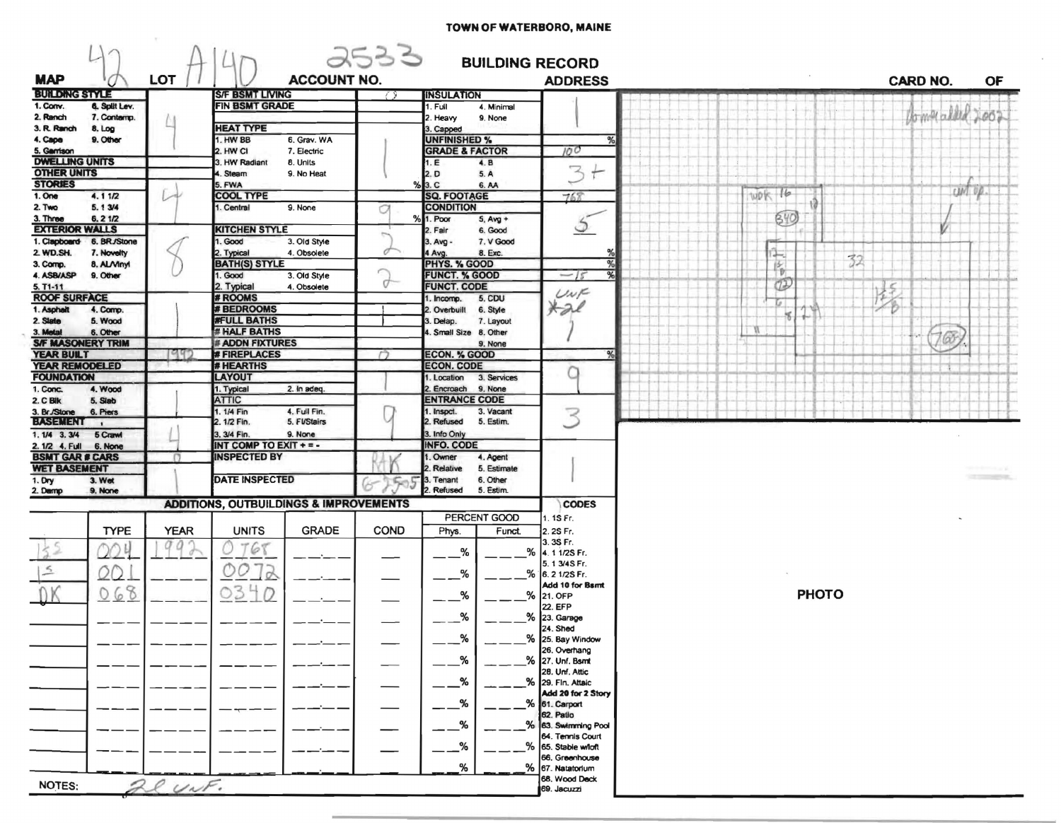**TOWN OF WATERBORO, MAINE**

# BUILDING RECORD

**MAP** 42 **LOT** A140 **ACCOUNT NO.** 2533 **ADDRESS** **CARD NO.** **OF**

| | | | | | |
|---|---|---|---|---|---|
| **BUILDING STYLE** 1. Conv. 2. Ranch 3. R. Ranch 4. Cape 5. Garrison 6. Split Lev. 7. Contemp. 8. Log 9. Other | 4 | **S/F BSMT LIVING** | 0 | **INSULATION** 1. Full 2. Heavy 3. Capped 4. Minimal 9. None | 1 |
| **DWELLING UNITS** | | **FIN BSMT GRADE** | | **UNFINISHED %** | 100 % |
| **OTHER UNITS** | | **HEAT TYPE** 1. HW BB 2. HW CI 3. HW Radiant 4. Steam 5. FWA 6. Grav. WA 7. Electric 8. Units 9. No Heat | 1 % | **GRADE & FACTOR** 1. E 2. D 3. C 4. B 5. A 6. AA | 3+ |
| **STORIES** 1. One 2. Two 3. Three 4. 1 1/2 5. 1 3/4 6. 2 1/2 | 4 | **COOL TYPE** 1. Central 9. None | 9 % | **SQ. FOOTAGE** | 768 |
| **EXTERIOR WALLS** 1. Clapboard 2. WD.SH. 3. Comp. 4. ASB/ASP 5. T1-11 6. BR./Stone 7. Novelty 8. AL/Vinyl 9. Other | 8 | **KITCHEN STYLE** 1. Good 2. Typical 3. Old Style 4. Obsolete | 2 | **CONDITION** 1. Poor 2. Fair 3. Avg - 4 Avg. 5. Avg + 6. Good 7. V Good 8. Exc. | 5 |
| | | **BATH(S) STYLE** 1. Good 2. Typical 3. Old Style 4. Obsolete | 2 | **PHYS. % GOOD** | % |
| **ROOF SURFACE** 1. Asphalt 2. Slate 3. Metal 4. Comp. 5. Wood 6. Other | 1 | **# ROOMS** | | **FUNCT. % GOOD** | -15 % |
| | | **# BEDROOMS** | 1 | **FUNCT. CODE** 1. Incomp. 2. Overbuilt 3. Delap. 4. Small Size 5. CDU 6. Style 7. Layout 8. Other 9. None | UNF *2l 1 |
| **S/F MASONRY TRIM** | | **#FULL BATHS** | 1 | | |
| **YEAR BUILT** | 1992 | **# HALF BATHS** | | | |
| **YEAR REMODELED** | | **# ADDN FIXTURES** | | | |
| **FOUNDATION** 1. Conc. 2. C Blk 3. Br./Stone 4. Wood 5. Slab 6. Piers | 1 | **# FIREPLACES** | 0 | **ECON. % GOOD** | % |
| **BASEMENT** 1. 1/4 2. 1/2 3. 3/4 4. Full 5 Crawl 6. None | 4 | **# HEARTHS** | | **ECON. CODE** 1. Location 2. Encroach 3. Services 9. None | 9 |
| **BSMT GAR # CARS** | 0 | **LAYOUT** 1. Typical 2. In adeq. | 1 | **ENTRANCE CODE** 1. Inspct. 2. Refused 3. Info Only 3. Vacant 5. Estim. | 3 |
| **WET BASEMENT** 1. Dry 2. Damp 3. Wet 9. None | 1 | **ATTIC** 1. 1/4 Fin 2. 1/2 Fin. 3. 3/4 Fin. 4. Full Fin. 5. Fl/Stairs 9. None | 9 | **INFO. CODE** 1. Owner 2. Relative 3. Tenant 4. Agent 5. Estimate 6. Other | 1 |
| | | **INT COMP TO EXIT + = -** | | 2. Refused 5. Estim. | |
| | | **INSPECTED BY** | RAK | | |
| | | **DATE INSPECTED** | 6-25-05 | | |

## ADDITIONS, OUTBUILDINGS & IMPROVEMENTS

| | TYPE | YEAR | UNITS | GRADE | COND | PERCENT GOOD Phys. | Funct. |
|---|---|---|---|---|---|---|---|
| 1S | 024 | 1992 | 0768 | | | % | % |
| 1S | 001 | | 0072 | | | % | % |
| DK | 068 | | 0340 | | | % | % |
| | | | | | | % | % |
| | | | | | | % | % |
| | | | | | | % | % |
| | | | | | | % | % |
| | | | | | | % | % |
| | | | | | | % | % |
| | | | | | | % | % |
| | | | | | | % | % |

**CODES**
1. 1S Fr.
2. 2S Fr.
3. 3S Fr.
4. 1 1/2S Fr.
5. 1 3/4S Fr.
6. 2 1/2S Fr.

Add 10 for Bsmt

21. OFP
22. EFP
23. Garage
24. Shed
25. Bay Window
26. Overhang
27. Unf. Bsmt
28. Unf. Attic
29. Fin. Attaic

Add 20 for 2 Story

61. Carport
62. Patio
63. Swimming Pool
64. Tennis Court
65. Stable w/loft
66. Greenhouse
67. Natatorium
68. Wood Deck
69. Jacuzzi

NOTES: 2l UNF.

Dormer added 2002

WDK 16
10
340
unf. up.
12
1S
72
6
32
1S/B
8
24
11
768

PHOTO